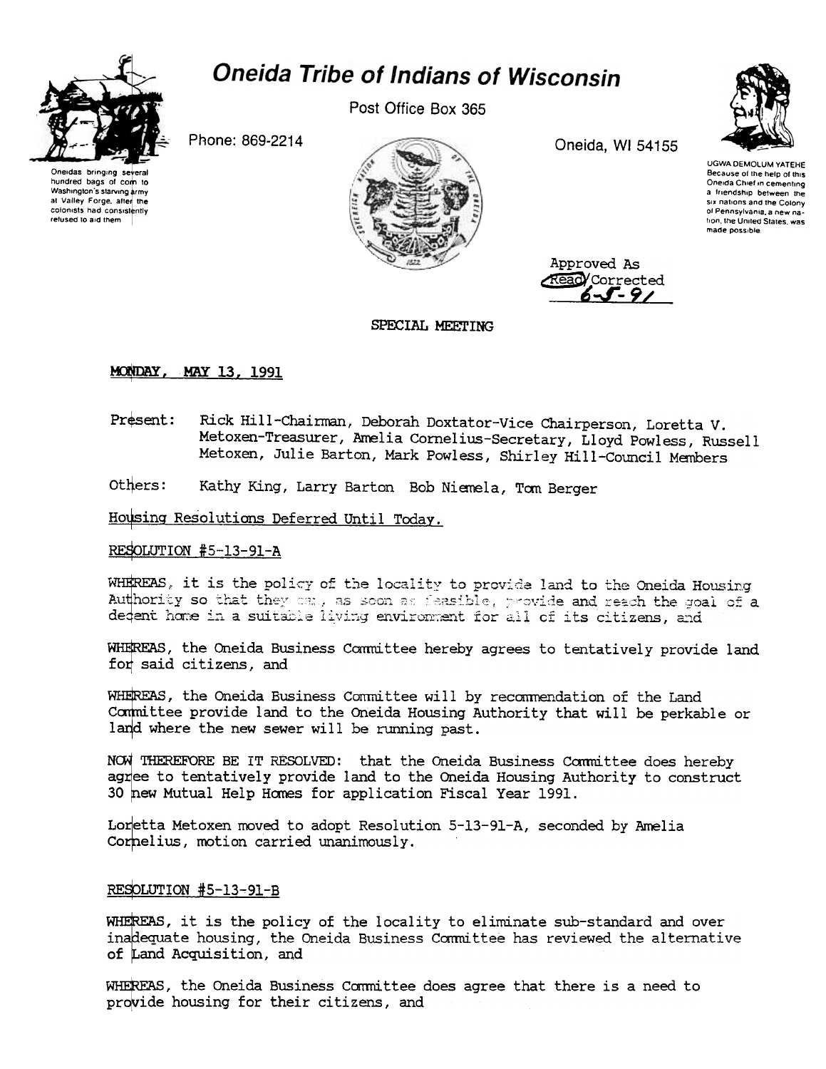# Oneida Tribe of Indians of Wisconsin

Post Office Box 365

Phone: 869-2214

Oneida, WI 54155

Oneidas bringing several hundred bags of corn to Washington's starving army at Valley Forge, after the colonists had consistently refused to aid them

UGWA DEMOLUM YATEHE Because of the help of this Oneida Chief in cementing a friendship between the six nations and the Colony of Pennsylvania, a new nation, the United States, was made possible.

Approved As Read/Corrected
6-5-91

SPECIAL MEETING

**MONDAY, MAY 13, 1991**

Present: Rick Hill-Chairman, Deborah Doxtator-Vice Chairperson, Loretta V. Metoxen-Treasurer, Amelia Cornelius-Secretary, Lloyd Powless, Russell Metoxen, Julie Barton, Mark Powless, Shirley Hill-Council Members

Others: Kathy King, Larry Barton Bob Niemela, Tom Berger

Housing Resolutions Deferred Until Today.

RESOLUTION #5-13-91-A

WHEREAS, it is the policy of the locality to provide land to the Oneida Housing Authority so that they can, as soon as feasible, provide and reach the goal of a decent home in a suitable living environment for all of its citizens, and

WHEREAS, the Oneida Business Committee hereby agrees to tentatively provide land for said citizens, and

WHEREAS, the Oneida Business Committee will by recommendation of the Land Committee provide land to the Oneida Housing Authority that will be perkable or land where the new sewer will be running past.

NOW THEREFORE BE IT RESOLVED: that the Oneida Business Committee does hereby agree to tentatively provide land to the Oneida Housing Authority to construct 30 new Mutual Help Homes for application Fiscal Year 1991.

Loretta Metoxen moved to adopt Resolution 5-13-91-A, seconded by Amelia Cornelius, motion carried unanimously.

RESOLUTION #5-13-91-B

WHEREAS, it is the policy of the locality to eliminate sub-standard and over inadequate housing, the Oneida Business Committee has reviewed the alternative of Land Acquisition, and

WHEREAS, the Oneida Business Committee does agree that there is a need to provide housing for their citizens, and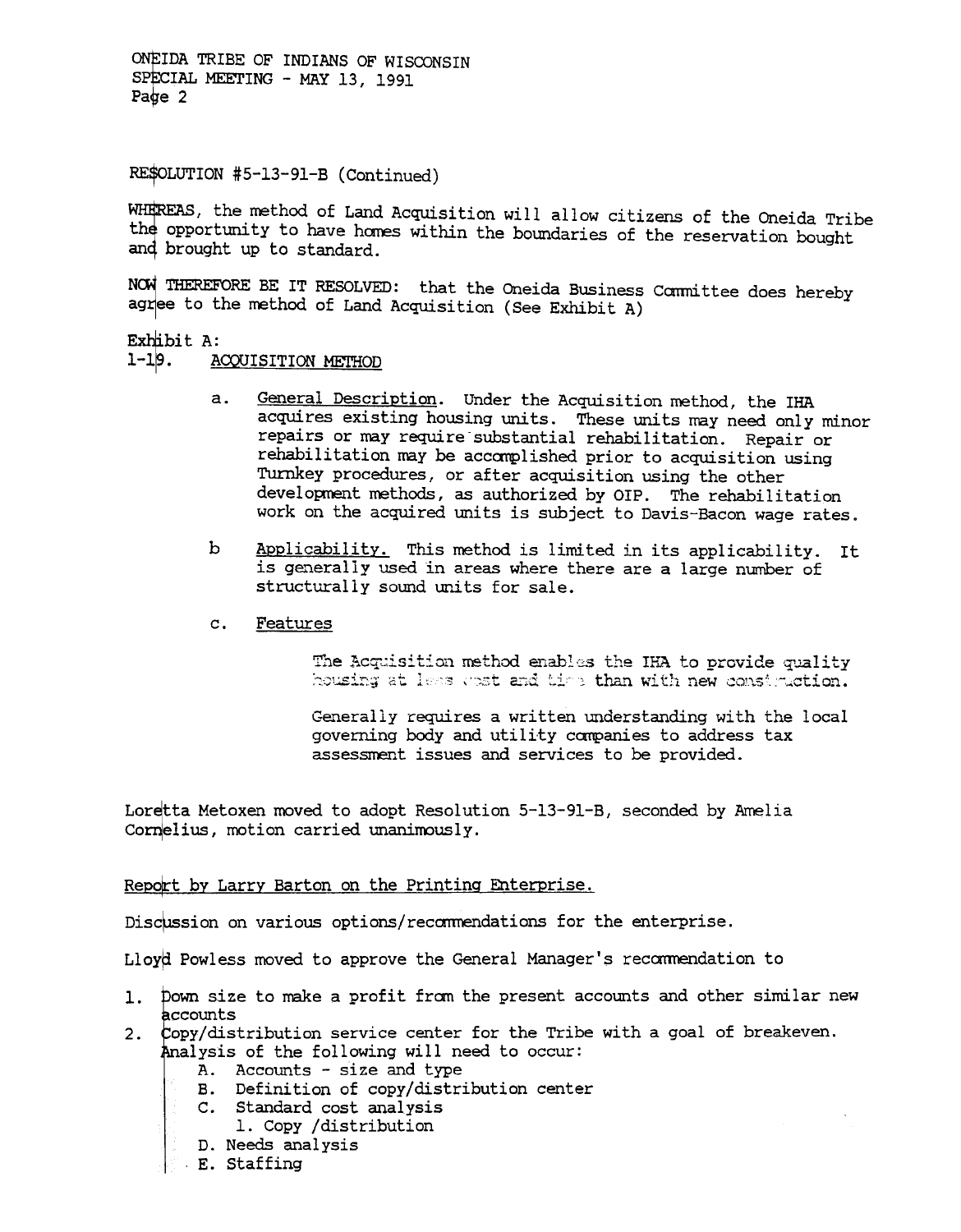RESOLUTION #5-13-91-B (Continued)

WHEREAS, the method of Land Acquisition will allow citizens of the Oneida Tribe the opportunity to have homes within the boundaries of the reservation bought and brought up to standard.

NOW THEREFORE BE IT RESOLVED: that the Oneida Business Committee does hereby agree to the method of Land Acquisition (See Exhibit A)

Exhibit A:

1-19. ACQUISITION METHOD

a. General Description. Under the Acquisition method, the IHA acquires existing housing units. These units may need only minor repairs or may require substantial rehabilitation. Repair or rehabilitation may be accomplished prior to acquisition using Turnkey procedures, or after acquisition using the other development methods, as authorized by OIP. The rehabilitation work on the acquired units is subject to Davis-Bacon wage rates.

b Applicability. This method is limited in its applicability. It is generally used in areas where there are a large number of structurally sound units for sale.

c. Features

The Acquisition method enables the IHA to provide quality housing at less cost and time than with new construction.

Generally requires a written understanding with the local governing body and utility companies to address tax assessment issues and services to be provided.

Loretta Metoxen moved to adopt Resolution 5-13-91-B, seconded by Amelia Cornelius, motion carried unanimously.

Report by Larry Barton on the Printing Enterprise.

Discussion on various options/recommendations for the enterprise.

Lloyd Powless moved to approve the General Manager's recommendation to

1. Down size to make a profit from the present accounts and other similar new accounts
2. Copy/distribution service center for the Tribe with a goal of breakeven. Analysis of the following will need to occur:
   - A. Accounts - size and type
   - B. Definition of copy/distribution center
   - C. Standard cost analysis
     - 1. Copy /distribution
   - D. Needs analysis
   - E. Staffing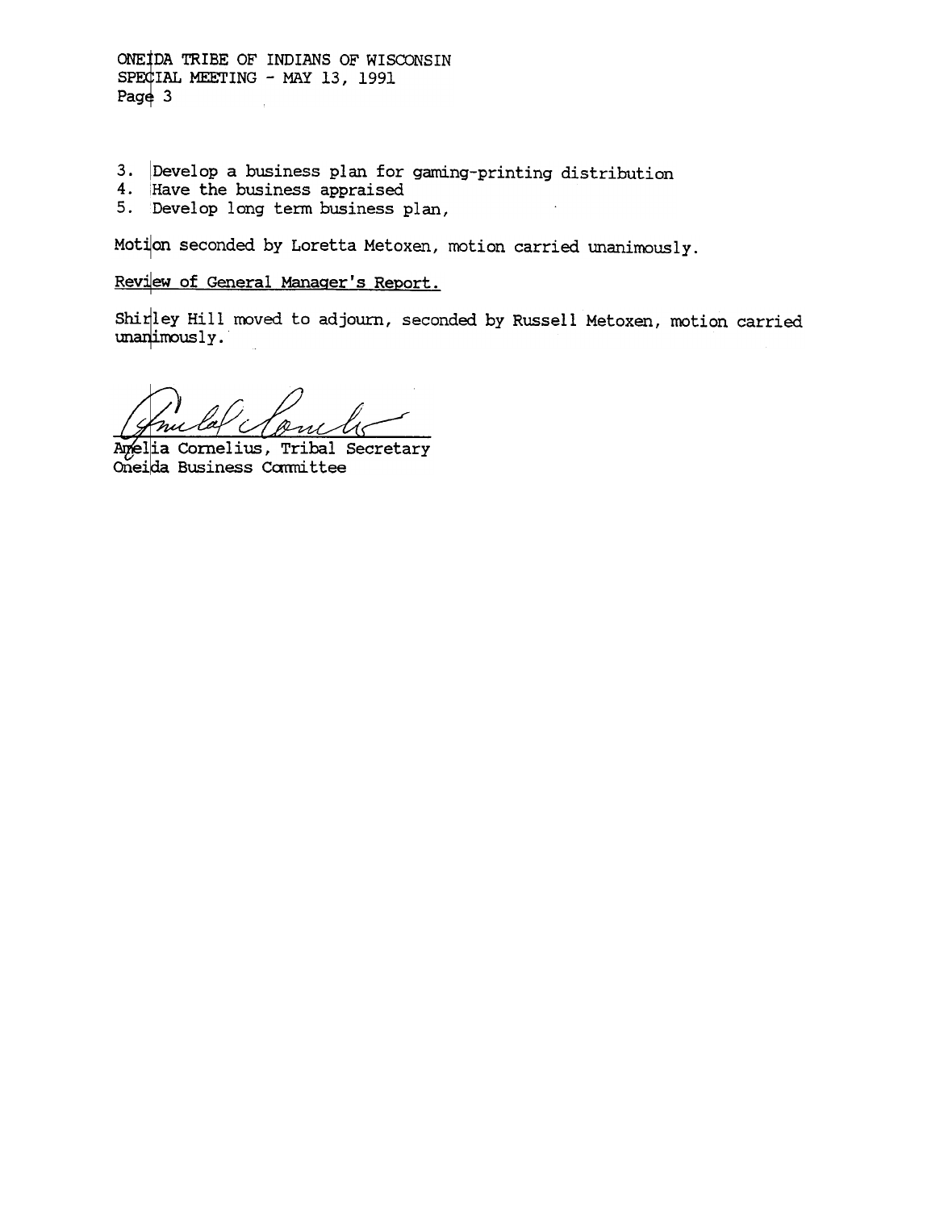3. Develop a business plan for gaming-printing distribution
4. Have the business appraised
5. Develop long term business plan,

Motion seconded by Loretta Metoxen, motion carried unanimously.

Review of General Manager's Report.

Shirley Hill moved to adjourn, seconded by Russell Metoxen, motion carried unanimously.

Amelia Cornelius, Tribal Secretary
Oneida Business Committee